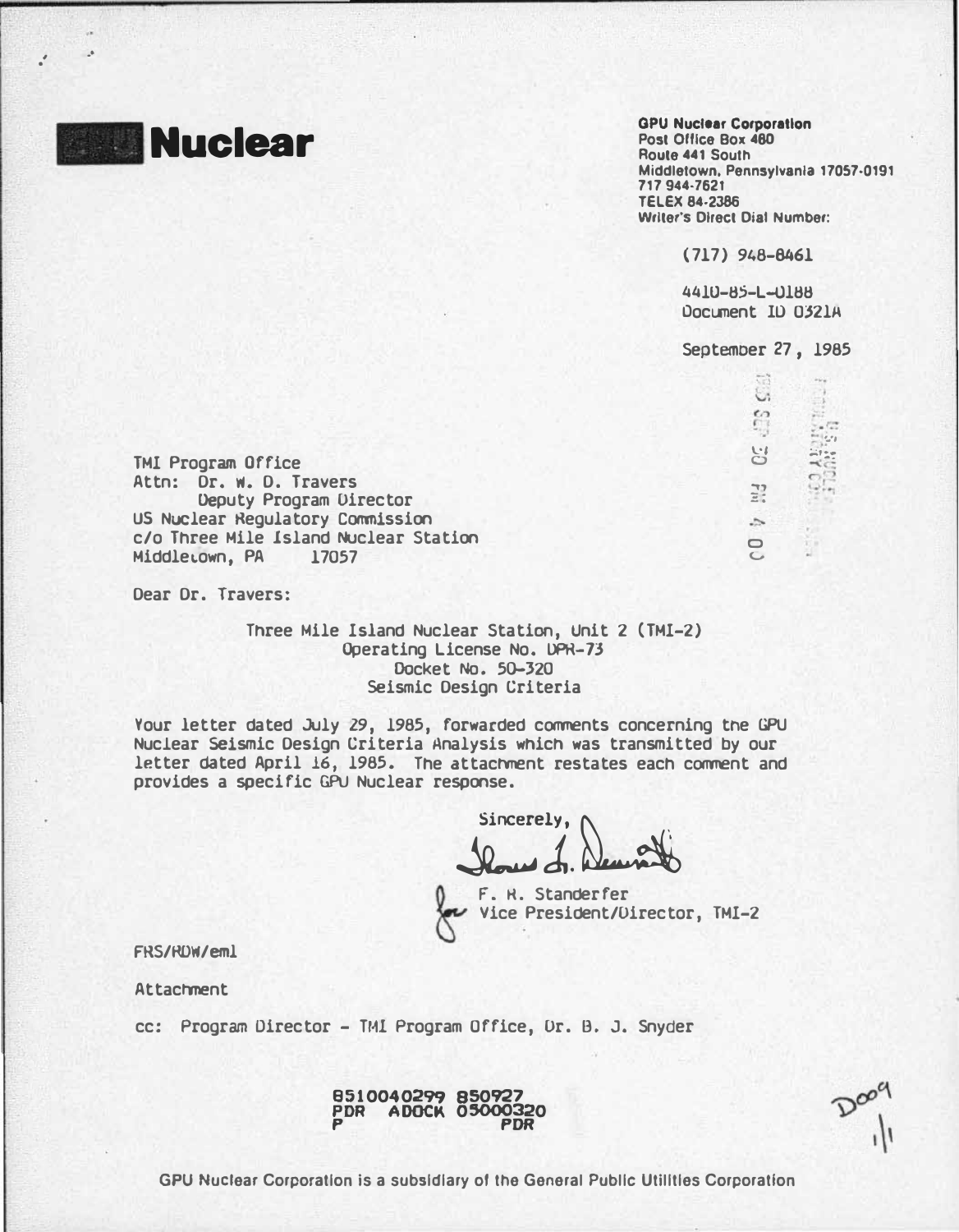**Nuclear**

**GPU Nuclear Corporation**
Post Office Box 480
Route 441 South
Middletown, Pennsylvania 17057-0191
717 944-7621
TELEX 84-2386
Writer's Direct Dial Number:

(717) 948-8461

4410-85-L-0188
Document ID 0321A

September 27, 1985

TMI Program Office
Attn: Dr. W. D. Travers
Deputy Program Director
US Nuclear Regulatory Commission
c/o Three Mile Island Nuclear Station
Middletown, PA 17057

Dear Dr. Travers:

Three Mile Island Nuclear Station, Unit 2 (TMI-2)
Operating License No. DPR-73
Docket No. 50-320
Seismic Design Criteria

Your letter dated July 29, 1985, forwarded comments concerning the GPU Nuclear Seismic Design Criteria Analysis which was transmitted by our letter dated April 16, 1985. The attachment restates each comment and provides a specific GPU Nuclear response.

Sincerely,

F. R. Standerfer
Vice President/Director, TMI-2

FRS/RDW/eml

Attachment

cc: Program Director - TMI Program Office, Dr. B. J. Snyder

8510040299 850927
PDR ADOCK 05000320
P PDR

GPU Nuclear Corporation is a subsidiary of the General Public Utilities Corporation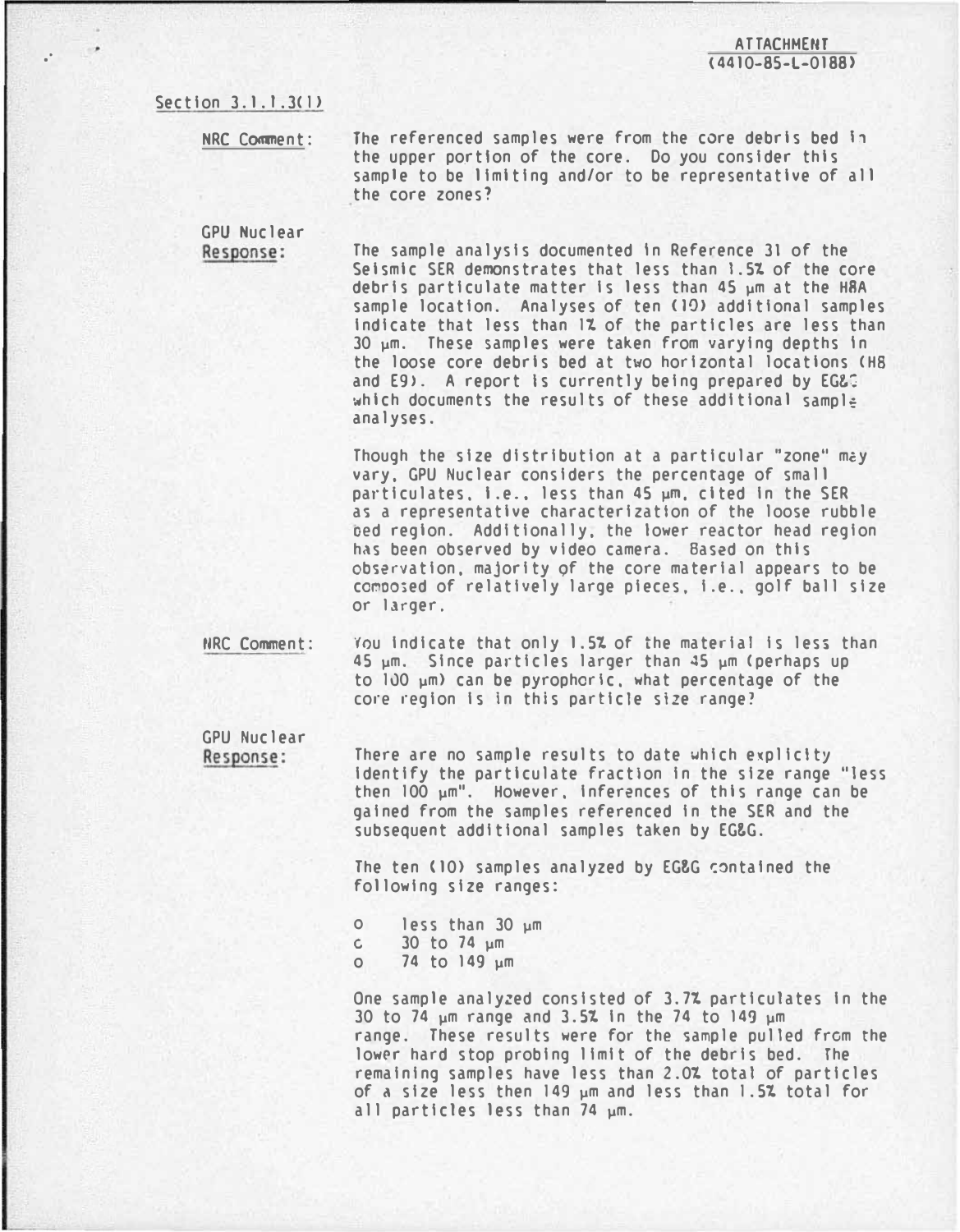ATTACHMENT
(4410-85-L-0188)

## Section 3.1.1.3(1)

**NRC Comment:** The referenced samples were from the core debris bed in the upper portion of the core. Do you consider this sample to be limiting and/or to be representative of all the core zones?

**GPU Nuclear Response:** The sample analysis documented in Reference 31 of the Seismic SER demonstrates that less than 1.5% of the core debris particulate matter is less than 45 μm at the H8A sample location. Analyses of ten (10) additional samples indicate that less than 1% of the particles are less than 30 μm. These samples were taken from varying depths in the loose core debris bed at two horizontal locations (H8 and E9). A report is currently being prepared by EG&G which documents the results of these additional sample analyses.

Though the size distribution at a particular "zone" may vary, GPU Nuclear considers the percentage of small particulates, i.e., less than 45 μm, cited in the SER as a representative characterization of the loose rubble bed region. Additionally, the lower reactor head region has been observed by video camera. Based on this observation, majority of the core material appears to be composed of relatively large pieces, i.e., golf ball size or larger.

**NRC Comment:** You indicate that only 1.5% of the material is less than 45 μm. Since particles larger than 45 μm (perhaps up to 100 μm) can be pyrophoric, what percentage of the core region is in this particle size range?

**GPU Nuclear Response:** There are no sample results to date which explicity identify the particulate fraction in the size range "less then 100 μm". However, inferences of this range can be gained from the samples referenced in the SER and the subsequent additional samples taken by EG&G.

The ten (10) samples analyzed by EG&G contained the following size ranges:

- less than 30 μm
- 30 to 74 μm
- 74 to 149 μm

One sample analyzed consisted of 3.7% particulates in the 30 to 74 μm range and 3.5% in the 74 to 149 μm range. These results were for the sample pulled from the lower hard stop probing limit of the debris bed. The remaining samples have less than 2.0% total of particles of a size less then 149 μm and less than 1.5% total for all particles less than 74 μm.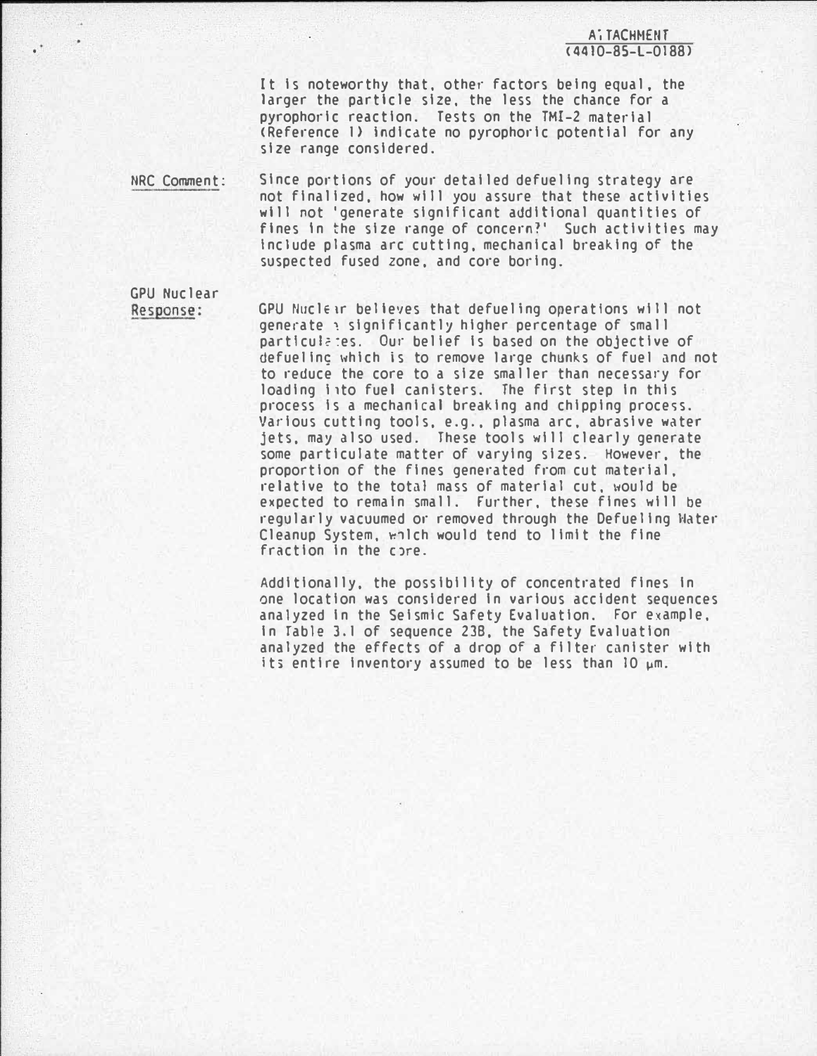It is noteworthy that, other factors being equal, the larger the particle size, the less the chance for a pyrophoric reaction. Tests on the TMI-2 material (Reference 1) indicate no pyrophoric potential for any size range considered.

NRC Comment: Since portions of your detailed defueling strategy are not finalized, how will you assure that these activities will not 'generate significant additional quantities of fines in the size range of concern?' Such activities may include plasma arc cutting, mechanical breaking of the suspected fused zone, and core boring.

GPU Nuclear Response: GPU Nuclear believes that defueling operations will not generate a significantly higher percentage of small particulates. Our belief is based on the objective of defueling which is to remove large chunks of fuel and not to reduce the core to a size smaller than necessary for loading into fuel canisters. The first step in this process is a mechanical breaking and chipping process. Various cutting tools, e.g., plasma arc, abrasive water jets, may also used. These tools will clearly generate some particulate matter of varying sizes. However, the proportion of the fines generated from cut material, relative to the total mass of material cut, would be expected to remain small. Further, these fines will be regularly vacuumed or removed through the Defueling Water Cleanup System, which would tend to limit the fine fraction in the core.

Additionally, the possibility of concentrated fines in one location was considered in various accident sequences analyzed in the Seismic Safety Evaluation. For example, in Table 3.1 of sequence 23B, the Safety Evaluation analyzed the effects of a drop of a filter canister with its entire inventory assumed to be less than 10 $\mu m$.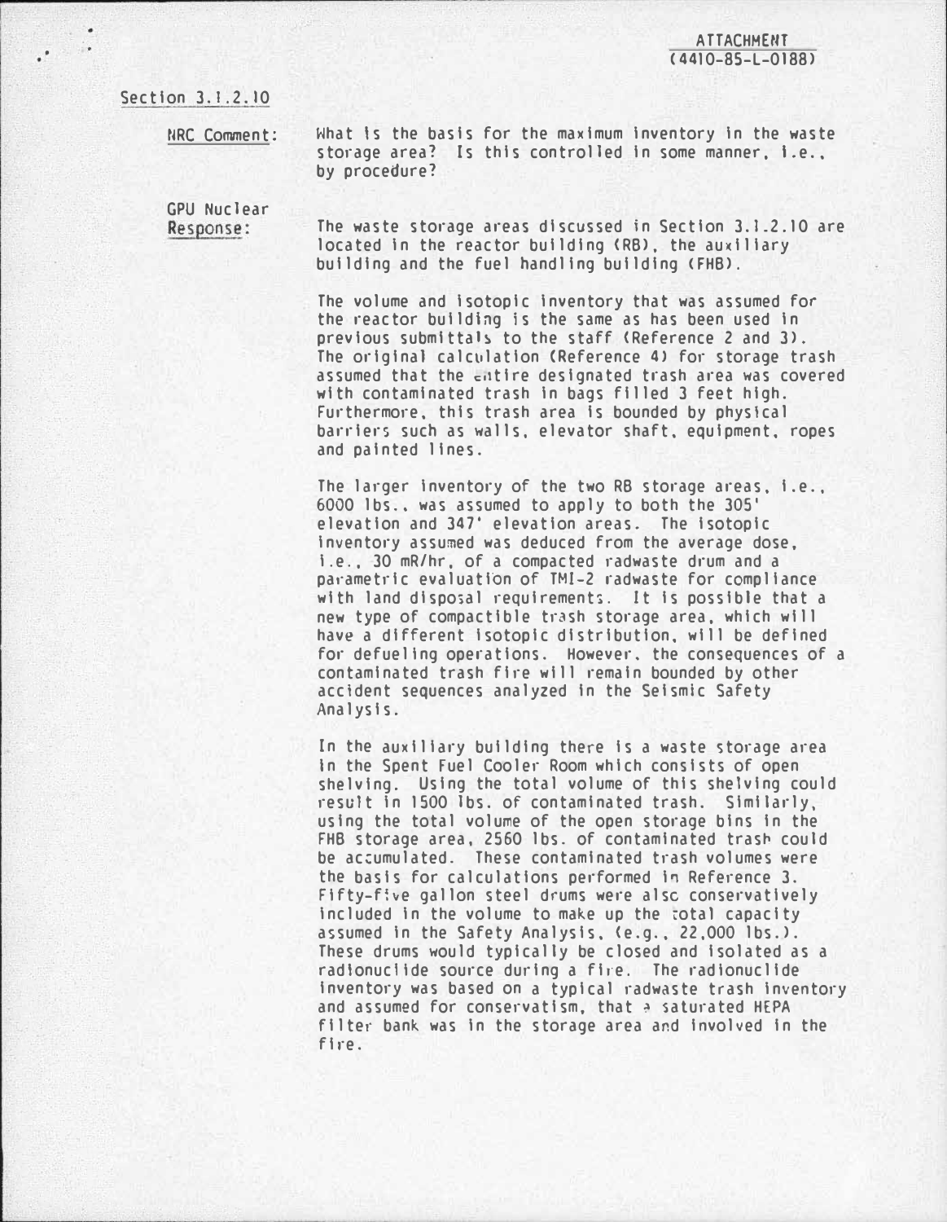ATTACHMENT
(4410-85-L-0188)

Section 3.1.2.10

NRC Comment: What is the basis for the maximum inventory in the waste storage area? Is this controlled in some manner, i.e., by procedure?

GPU Nuclear Response: The waste storage areas discussed in Section 3.1.2.10 are located in the reactor building (RB), the auxiliary building and the fuel handling building (FHB).

The volume and isotopic inventory that was assumed for the reactor building is the same as has been used in previous submittals to the staff (Reference 2 and 3). The original calculation (Reference 4) for storage trash assumed that the entire designated trash area was covered with contaminated trash in bags filled 3 feet high. Furthermore, this trash area is bounded by physical barriers such as walls, elevator shaft, equipment, ropes and painted lines.

The larger inventory of the two RB storage areas, i.e., 6000 lbs., was assumed to apply to both the 305' elevation and 347' elevation areas. The isotopic inventory assumed was deduced from the average dose, i.e., 30 mR/hr, of a compacted radwaste drum and a parametric evaluation of TMI-2 radwaste for compliance with land disposal requirements. It is possible that a new type of compactible trash storage area, which will have a different isotopic distribution, will be defined for defueling operations. However, the consequences of a contaminated trash fire will remain bounded by other accident sequences analyzed in the Seismic Safety Analysis.

In the auxiliary building there is a waste storage area in the Spent Fuel Cooler Room which consists of open shelving. Using the total volume of this shelving could result in 1500 lbs. of contaminated trash. Similarly, using the total volume of the open storage bins in the FHB storage area, 2560 lbs. of contaminated trash could be accumulated. These contaminated trash volumes were the basis for calculations performed in Reference 3. Fifty-five gallon steel drums were also conservatively included in the volume to make up the total capacity assumed in the Safety Analysis, (e.g., 22,000 lbs.). These drums would typically be closed and isolated as a radionuclide source during a fire. The radionuclide inventory was based on a typical radwaste trash inventory and assumed for conservatism, that a saturated HEPA filter bank was in the storage area and involved in the fire.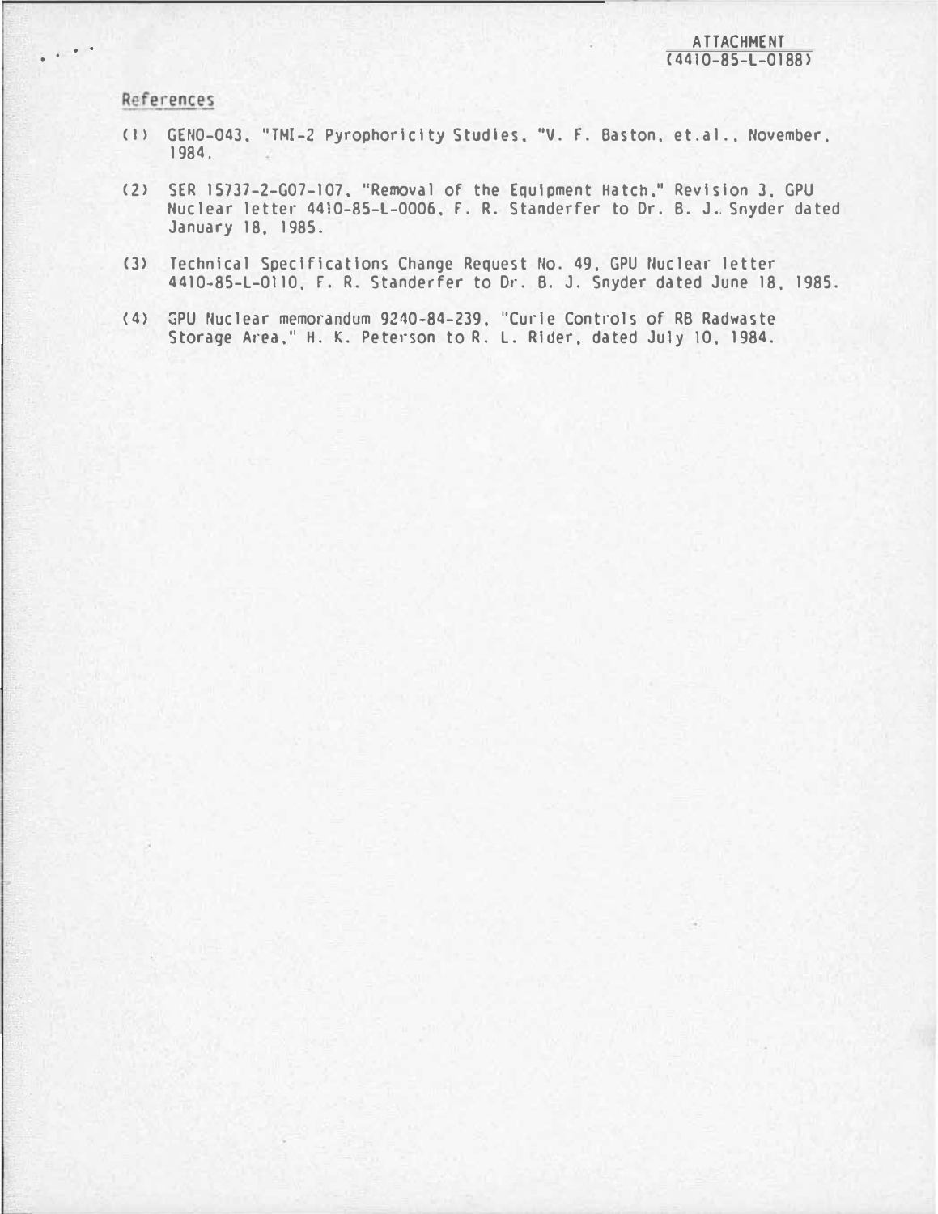ATTACHMENT
(4410-85-L-0188)

## References

(1) GENO-043, "TMI-2 Pyrophoricity Studies, "V. F. Baston, et.al., November, 1984.

(2) SER 15737-2-G07-107, "Removal of the Equipment Hatch," Revision 3, GPU Nuclear letter 4410-85-L-0006, F. R. Standerfer to Dr. B. J. Snyder dated January 18, 1985.

(3) Technical Specifications Change Request No. 49, GPU Nuclear letter 4410-85-L-0110, F. R. Standerfer to Dr. B. J. Snyder dated June 18, 1985.

(4) GPU Nuclear memorandum 9240-84-239, "Curie Controls of RB Radwaste Storage Area," H. K. Peterson to R. L. Rider, dated July 10, 1984.